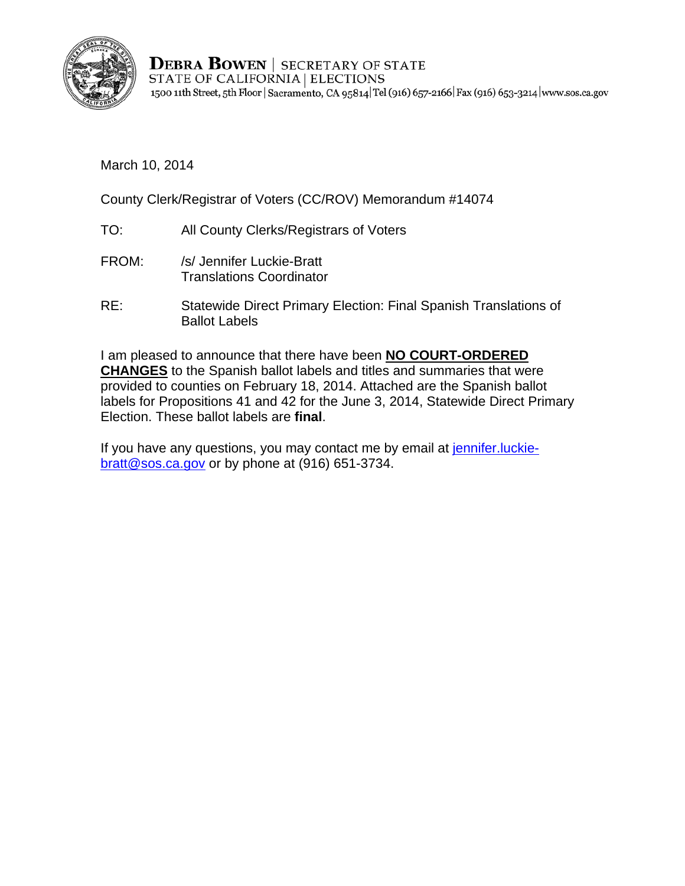**DEBRA BOWEN** | SECRETARY OF STATE
STATE OF CALIFORNIA | ELECTIONS
1500 11th Street, 5th Floor | Sacramento, CA 95814 | Tel (916) 657-2166 | Fax (916) 653-3214 | www.sos.ca.gov

March 10, 2014

County Clerk/Registrar of Voters (CC/ROV) Memorandum #14074

TO: All County Clerks/Registrars of Voters

FROM: /s/ Jennifer Luckie-Bratt
Translations Coordinator

RE: Statewide Direct Primary Election: Final Spanish Translations of Ballot Labels

I am pleased to announce that there have been **NO COURT-ORDERED CHANGES** to the Spanish ballot labels and titles and summaries that were provided to counties on February 18, 2014. Attached are the Spanish ballot labels for Propositions 41 and 42 for the June 3, 2014, Statewide Direct Primary Election. These ballot labels are **final**.

If you have any questions, you may contact me by email at jennifer.luckie-bratt@sos.ca.gov or by phone at (916) 651-3734.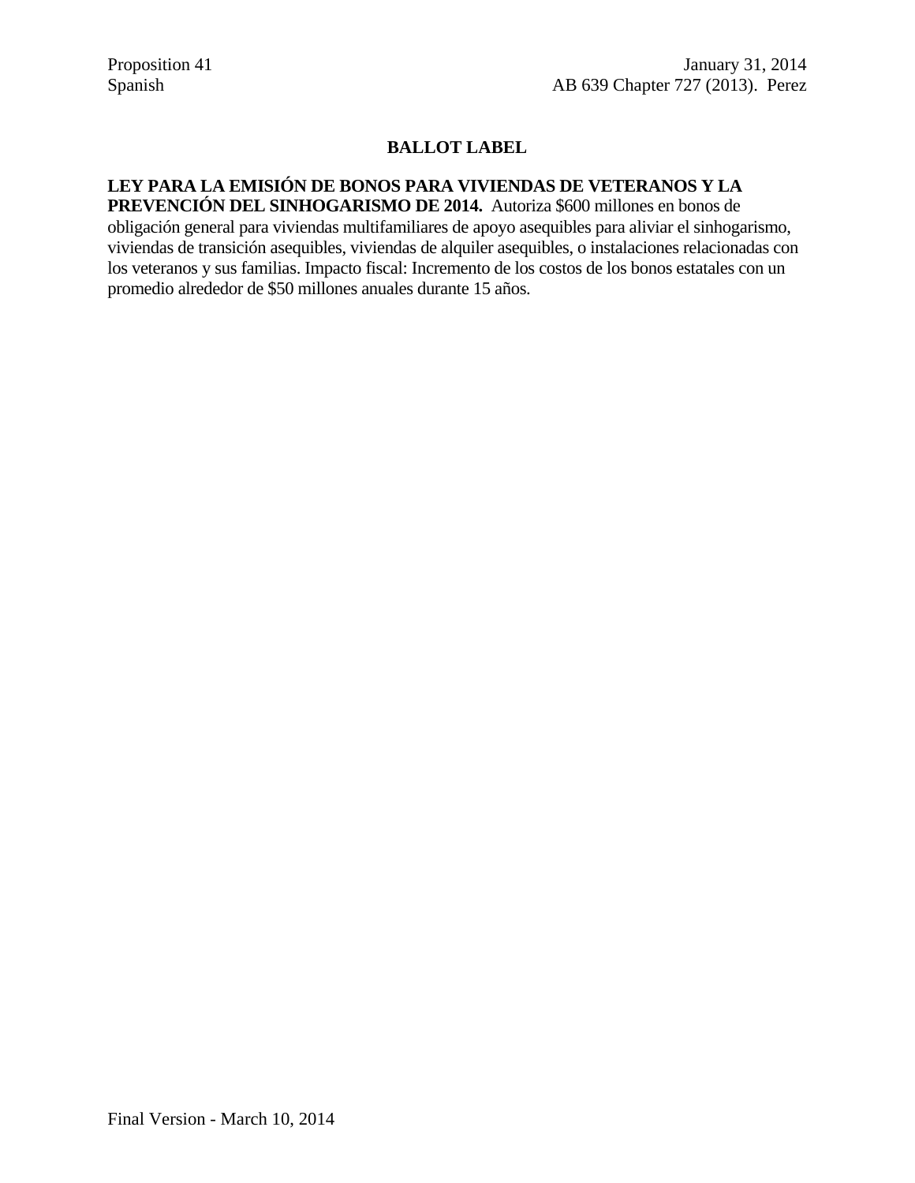Proposition 41
Spanish

January 31, 2014
AB 639 Chapter 727 (2013). Perez

## BALLOT LABEL

**LEY PARA LA EMISIÓN DE BONOS PARA VIVIENDAS DE VETERANOS Y LA PREVENCIÓN DEL SINHOGARISMO DE 2014.** Autoriza $600 millones en bonos de obligación general para viviendas multifamiliares de apoyo asequibles para aliviar el sinhogarismo, viviendas de transición asequibles, viviendas de alquiler asequibles, o instalaciones relacionadas con los veteranos y sus familias. Impacto fiscal: Incremento de los costos de los bonos estatales con un promedio alrededor de $50 millones anuales durante 15 años.

Final Version - March 10, 2014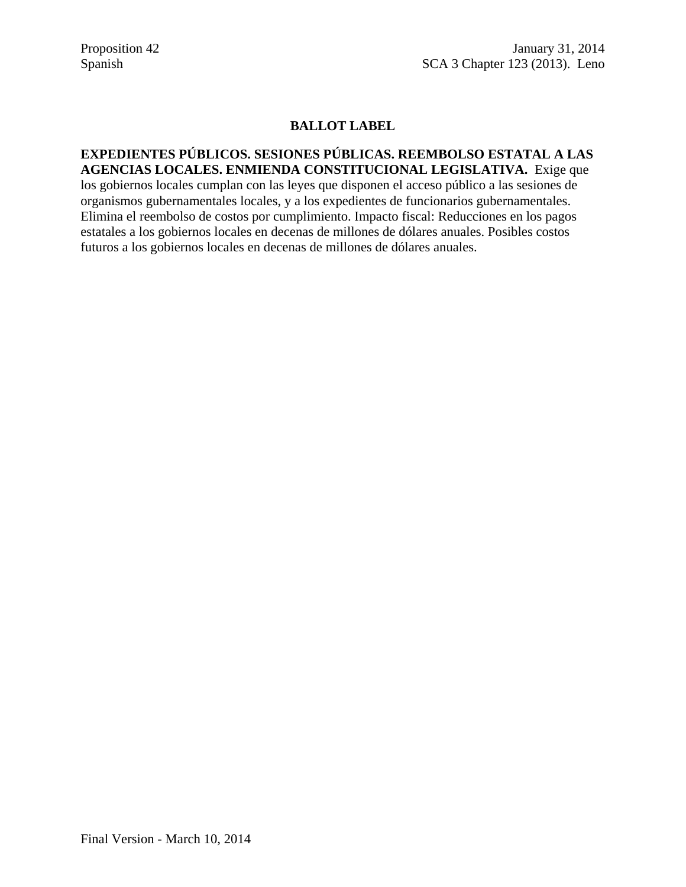Proposition 42
Spanish

January 31, 2014
SCA 3 Chapter 123 (2013). Leno

## BALLOT LABEL

**EXPEDIENTES PÚBLICOS. SESIONES PÚBLICAS. REEMBOLSO ESTATAL A LAS AGENCIAS LOCALES. ENMIENDA CONSTITUCIONAL LEGISLATIVA.** Exige que los gobiernos locales cumplan con las leyes que disponen el acceso público a las sesiones de organismos gubernamentales locales, y a los expedientes de funcionarios gubernamentales. Elimina el reembolso de costos por cumplimiento. Impacto fiscal: Reducciones en los pagos estatales a los gobiernos locales en decenas de millones de dólares anuales. Posibles costos futuros a los gobiernos locales en decenas de millones de dólares anuales.

Final Version - March 10, 2014